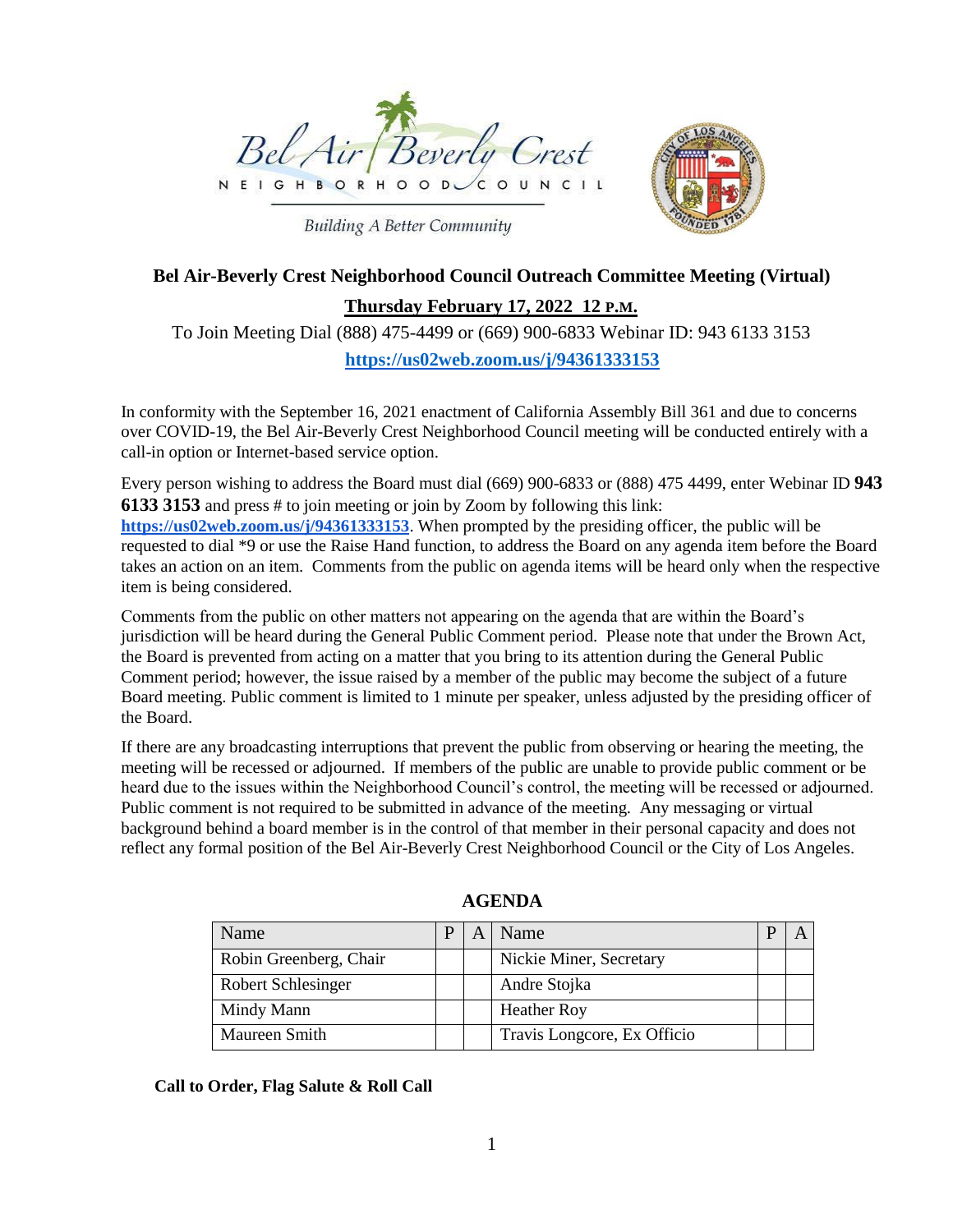Bel Air Beverly Crest

NEIGHBORHOOD COUNCIL

Building A Better Community

## Bel Air-Beverly Crest Neighborhood Council Outreach Committee Meeting (Virtual)

**Thursday February 17, 2022 12 P.M.**

To Join Meeting Dial (888) 475-4499 or (669) 900-6833 Webinar ID: 943 6133 3153

**https://us02web.zoom.us/j/94361333153**

In conformity with the September 16, 2021 enactment of California Assembly Bill 361 and due to concerns over COVID-19, the Bel Air-Beverly Crest Neighborhood Council meeting will be conducted entirely with a call-in option or Internet-based service option.

Every person wishing to address the Board must dial (669) 900-6833 or (888) 475 4499, enter Webinar ID **943 6133 3153** and press # to join meeting or join by Zoom by following this link: **https://us02web.zoom.us/j/94361333153**. When prompted by the presiding officer, the public will be requested to dial *9 or use the Raise Hand function, to address the Board on any agenda item before the Board takes an action on an item. Comments from the public on agenda items will be heard only when the respective item is being considered.

Comments from the public on other matters not appearing on the agenda that are within the Board's jurisdiction will be heard during the General Public Comment period. Please note that under the Brown Act, the Board is prevented from acting on a matter that you bring to its attention during the General Public Comment period; however, the issue raised by a member of the public may become the subject of a future Board meeting. Public comment is limited to 1 minute per speaker, unless adjusted by the presiding officer of the Board.

If there are any broadcasting interruptions that prevent the public from observing or hearing the meeting, the meeting will be recessed or adjourned. If members of the public are unable to provide public comment or be heard due to the issues within the Neighborhood Council's control, the meeting will be recessed or adjourned. Public comment is not required to be submitted in advance of the meeting. Any messaging or virtual background behind a board member is in the control of that member in their personal capacity and does not reflect any formal position of the Bel Air-Beverly Crest Neighborhood Council or the City of Los Angeles.

## AGENDA

| Name | P | A | Name | P | A |
|---|---|---|---|---|---|
| Robin Greenberg, Chair | | | Nickie Miner, Secretary | | |
| Robert Schlesinger | | | Andre Stojka | | |
| Mindy Mann | | | Heather Roy | | |
| Maureen Smith | | | Travis Longcore, Ex Officio | | |

**Call to Order, Flag Salute & Roll Call**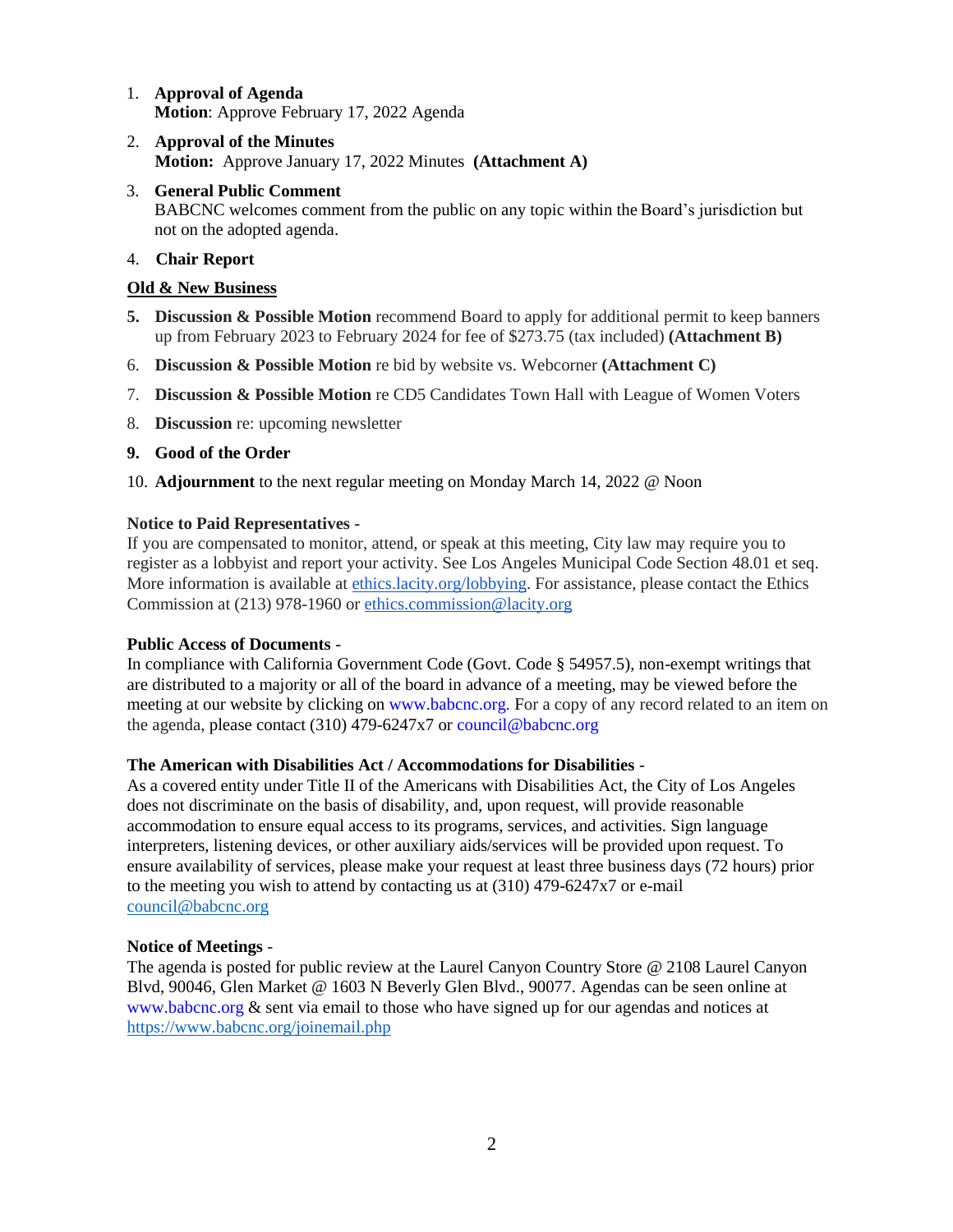1. **Approval of Agenda**
   **Motion**: Approve February 17, 2022 Agenda

2. **Approval of the Minutes**
   **Motion:** Approve January 17, 2022 Minutes **(Attachment A)**

3. **General Public Comment**
   BABCNC welcomes comment from the public on any topic within the Board's jurisdiction but not on the adopted agenda.

4. **Chair Report**

**Old & New Business**

5. **Discussion & Possible Motion** recommend Board to apply for additional permit to keep banners up from February 2023 to February 2024 for fee of $273.75 (tax included) **(Attachment B)**

6. **Discussion & Possible Motion** re bid by website vs. Webcorner **(Attachment C)**

7. **Discussion & Possible Motion** re CD5 Candidates Town Hall with League of Women Voters

8. **Discussion** re: upcoming newsletter

9. **Good of the Order**

10. **Adjournment** to the next regular meeting on Monday March 14, 2022 @ Noon

**Notice to Paid Representatives** -
If you are compensated to monitor, attend, or speak at this meeting, City law may require you to register as a lobbyist and report your activity. See Los Angeles Municipal Code Section 48.01 et seq. More information is available at ethics.lacity.org/lobbying. For assistance, please contact the Ethics Commission at (213) 978-1960 or ethics.commission@lacity.org

**Public Access of Documents** -
In compliance with California Government Code (Govt. Code § 54957.5), non-exempt writings that are distributed to a majority or all of the board in advance of a meeting, may be viewed before the meeting at our website by clicking on www.babcnc.org. For a copy of any record related to an item on the agenda, please contact (310) 479-6247x7 or council@babcnc.org

**The American with Disabilities Act / Accommodations for Disabilities** -
As a covered entity under Title II of the Americans with Disabilities Act, the City of Los Angeles does not discriminate on the basis of disability, and, upon request, will provide reasonable accommodation to ensure equal access to its programs, services, and activities. Sign language interpreters, listening devices, or other auxiliary aids/services will be provided upon request. To ensure availability of services, please make your request at least three business days (72 hours) prior to the meeting you wish to attend by contacting us at (310) 479-6247x7 or e-mail council@babcnc.org

**Notice of Meetings** -
The agenda is posted for public review at the Laurel Canyon Country Store @ 2108 Laurel Canyon Blvd, 90046, Glen Market @ 1603 N Beverly Glen Blvd., 90077. Agendas can be seen online at www.babcnc.org & sent via email to those who have signed up for our agendas and notices at https://www.babcnc.org/joinemail.php